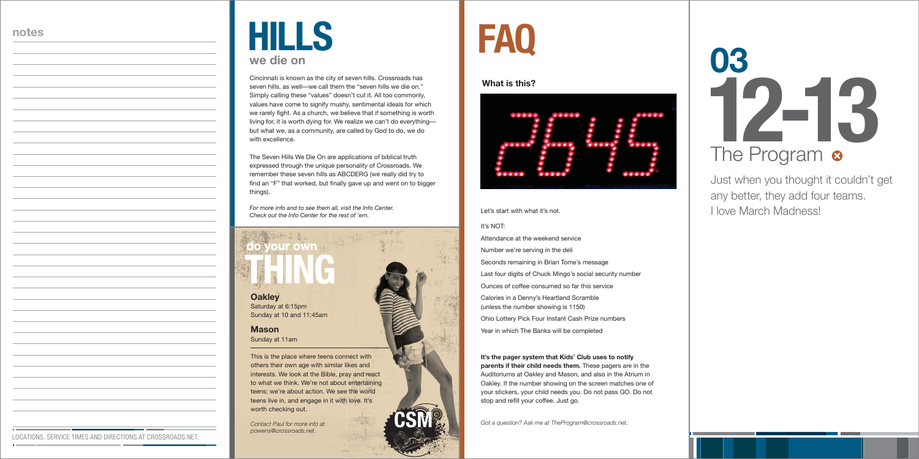## notes

LOCATIONS, SERVICE TIMES AND DIRECTIONS AT CROSSROADS.NET.

# HILLS
## we die on

Cincinnati is known as the city of seven hills. Crossroads has seven hills, as well—we call them the "seven hills we die on." Simply calling these "values" doesn't cut it. All too commonly, values have come to signify mushy, sentimental ideals for which we rarely fight. As a church, we believe that if something is worth living for, it is worth dying for. We realize we can't do everything—but what we, as a community, are called by God to do, we do with excellence.

The Seven Hills We Die On are applications of biblical truth expressed through the unique personality of Crossroads. We remember these seven hills as ABCDERG (we really did try to find an "F" that worked, but finally gave up and went on to bigger things).

*For more info and to see them all, visit the Info Center. Check out the Info Center for the rest of 'em.*

## do your own THING

**Oakley**
Saturday at 6:15pm
Sunday at 10 and 11:45am

**Mason**
Sunday at 11am

This is the place where teens connect with others their own age with similar likes and interests. We look at the Bible, pray and react to what we think. We're not about entertaining teens; we're about action. We see the world teens live in, and engage in it with love. It's worth checking out.

*Contact Paul for more info at powens@crossroads.net.*

CSM

# FAQ

### What is this?

2645

Let's start with what it's not.

It's NOT:

Attendance at the weekend service

Number we're serving in the deli

Seconds remaining in Brian Tome's message

Last four digits of Chuck Mingo's social security number

Ounces of coffee consumed so far this service

Calories in a Denny's Heartland Scramble (unless the number showing is 1150)

Ohio Lottery Pick Four Instant Cash Prize numbers

Year in which The Banks will be completed

**It's the pager system that Kids' Club uses to notify parents if their child needs them.** These pagers are in the Auditoriums at Oakley and Mason, and also in the Atrium in Oakley. If the number showing on the screen matches one of your stickers, your child needs you. Do not pass GO. Do not stop and refill your coffee. Just go.

*Got a question? Ask me at TheProgram@crossroads.net.*

# 03
# 12-13
## The Program

Just when you thought it couldn't get any better, they add four teams. I love March Madness!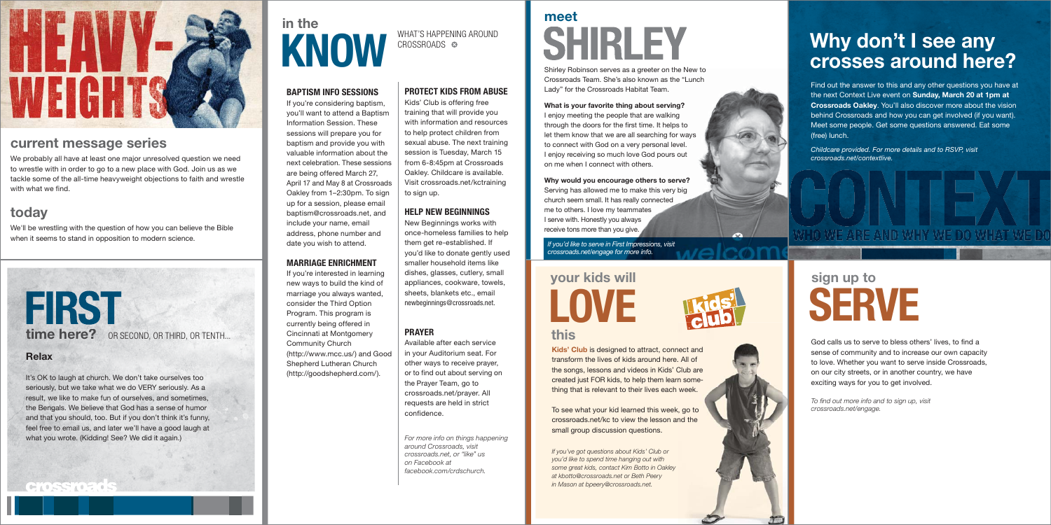# HEAVY-WEIGHTS

## current message series

We probably all have at least one major unresolved question we need to wrestle with in order to go to a new place with God. Join us as we tackle some of the all-time heavyweight objections to faith and wrestle with what we find.

## today

We'll be wrestling with the question of how you can believe the Bible when it seems to stand in opposition to modern science.

# FIRST time here? OR SECOND, OR THIRD, OR TENTH...

### Relax

It's OK to laugh at church. We don't take ourselves too seriously, but we take what we do VERY seriously. As a result, we like to make fun of ourselves, and sometimes, the Bengals. We believe that God has a sense of humor and that you should, too. But if you don't think it's funny, feel free to email us, and later we'll have a good laugh at what you wrote. (Kidding! See? We did it again.)

crossroads

# in the KNOW

WHAT'S HAPPENING AROUND CROSSROADS

### BAPTISM INFO SESSIONS

If you're considering baptism, you'll want to attend a Baptism Information Session. These sessions will prepare you for baptism and provide you with valuable information about the next celebration. These sessions are being offered March 27, April 17 and May 8 at Crossroads Oakley from 1–2:30pm. To sign up for a session, please email baptism@crossroads.net, and include your name, email address, phone number and date you wish to attend.

### MARRIAGE ENRICHMENT

If you're interested in learning new ways to build the kind of marriage you always wanted, consider the Third Option Program. This program is currently being offered in Cincinnati at Montgomery Community Church (http://www.mcc.us/) and Good Shepherd Lutheran Church (http://goodshepherd.com/).

### PROTECT KIDS FROM ABUSE

Kids' Club is offering free training that will provide you with information and resources to help protect children from sexual abuse. The next training session is Tuesday, March 15 from 6-8:45pm at Crossroads Oakley. Childcare is available. Visit crossroads.net/kctraining to sign up.

### HELP NEW BEGINNINGS

New Beginnings works with once-homeless families to help them get re-established. If you'd like to donate gently used smaller household items like dishes, glasses, cutlery, small appliances, cookware, towels, sheets, blankets etc., email newbeginnings@crossroads.net.

### PRAYER

Available after each service in your Auditorium seat. For other ways to receive prayer, or to find out about serving on the Prayer Team, go to crossroads.net/prayer. All requests are held in strict confidence.

*For more info on things happening around Crossroads, visit crossroads.net, or "like" us on Facebook at facebook.com/crdschurch.*

# meet SHIRLEY

Shirley Robinson serves as a greeter on the New to Crossroads Team. She's also known as the "Lunch Lady" for the Crossroads Habitat Team.

**What is your favorite thing about serving?**
I enjoy meeting the people that are walking through the doors for the first time. It helps to let them know that we are all searching for ways to connect with God on a very personal level. I enjoy receiving so much love God pours out on me when I connect with others.

**Why would you encourage others to serve?**
Serving has allowed me to make this very big church seem small. It has really connected me to others. I love my teammates I serve with. Honestly you always receive tons more than you give.

*If you'd like to serve in First Impressions, visit crossroads.net/engage for more info.*

welcome

# your kids will LOVE this

Kids' Club

**Kids' Club** is designed to attract, connect and transform the lives of kids around here. All of the songs, lessons and videos in Kids' Club are created just FOR kids, to help them learn something that is relevant to their lives each week.

To see what your kid learned this week, go to crossroads.net/kc to view the lesson and the small group discussion questions.

*If you've got questions about Kids' Club or you'd like to spend time hanging out with some great kids, contact Kim Botto in Oakley at kbotto@crossroads.net or Beth Peery in Mason at bpeery@crossroads.net.*

# Why don't I see any crosses around here?

Find out the answer to this and any other questions you have at the next Context Live event on **Sunday, March 20 at 1pm at Crossroads Oakley**. You'll also discover more about the vision behind Crossroads and how you can get involved (if you want). Meet some people. Get some questions answered. Eat some (free) lunch.

*Childcare provided. For more details and to RSVP, visit crossroads.net/contextlive.*

CONTEXT

WHO WE ARE AND WHY WE DO WHAT WE DO

# sign up to SERVE

God calls us to serve to bless others' lives, to find a sense of community and to increase our own capacity to love. Whether you want to serve inside Crossroads, on our city streets, or in another country, we have exciting ways for you to get involved.

*To find out more info and to sign up, visit crossroads.net/engage.*